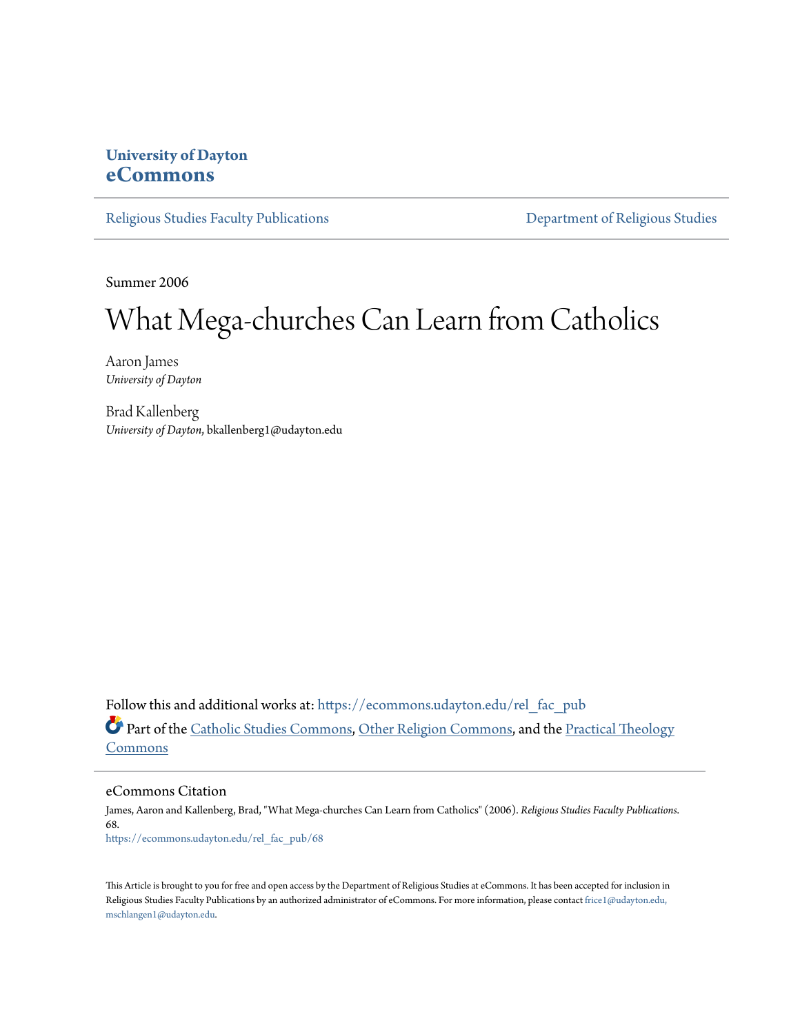University of Dayton
**eCommons**

Religious Studies Faculty Publications | Department of Religious Studies

Summer 2006

# What Mega-churches Can Learn from Catholics

Aaron James
*University of Dayton*

Brad Kallenberg
*University of Dayton*, bkallenberg1@udayton.edu

Follow this and additional works at: https://ecommons.udayton.edu/rel_fac_pub

Part of the Catholic Studies Commons, Other Religion Commons, and the Practical Theology Commons

## eCommons Citation

James, Aaron and Kallenberg, Brad, "What Mega-churches Can Learn from Catholics" (2006). *Religious Studies Faculty Publications*. 68.
https://ecommons.udayton.edu/rel_fac_pub/68

This Article is brought to you for free and open access by the Department of Religious Studies at eCommons. It has been accepted for inclusion in Religious Studies Faculty Publications by an authorized administrator of eCommons. For more information, please contact frice1@udayton.edu, mschlangen1@udayton.edu.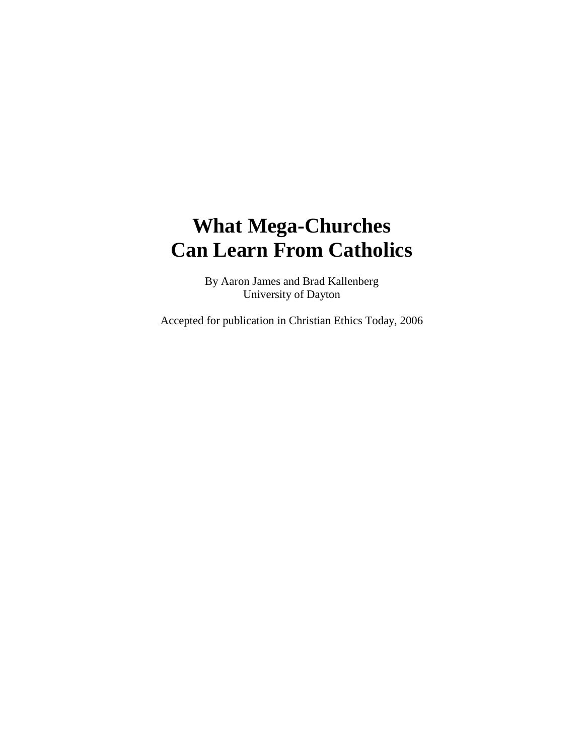# What Mega-Churches Can Learn From Catholics

By Aaron James and Brad Kallenberg  
University of Dayton

Accepted for publication in Christian Ethics Today, 2006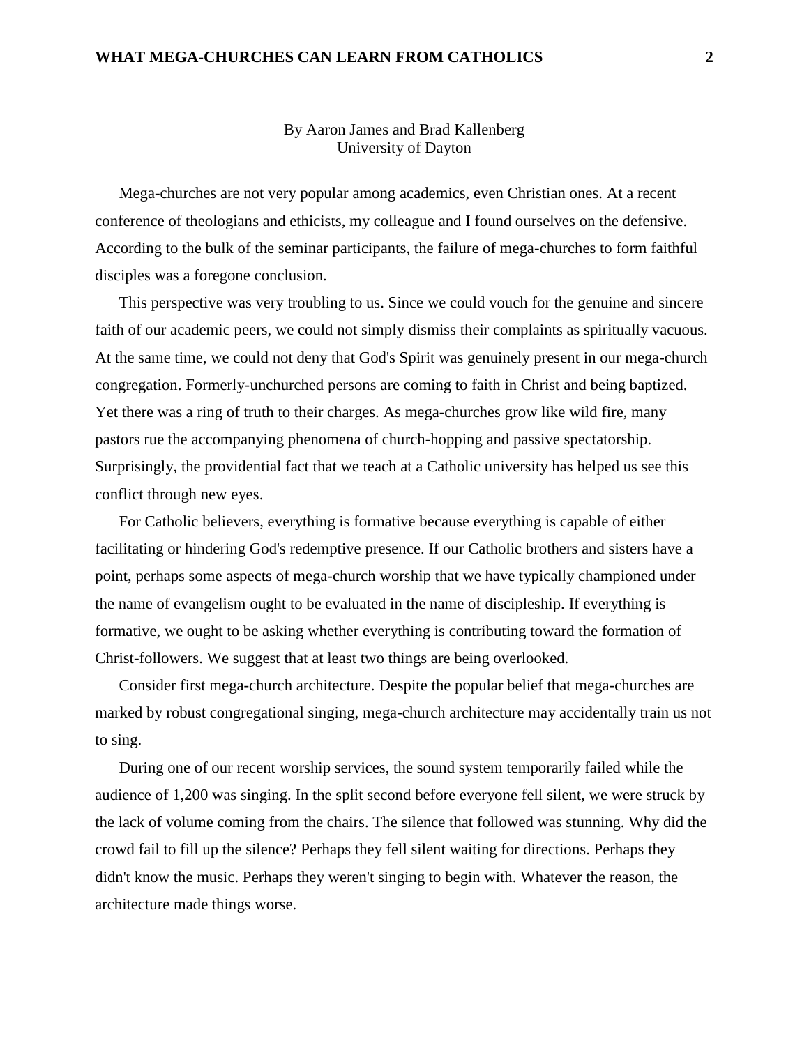By Aaron James and Brad Kallenberg
University of Dayton

Mega-churches are not very popular among academics, even Christian ones. At a recent conference of theologians and ethicists, my colleague and I found ourselves on the defensive. According to the bulk of the seminar participants, the failure of mega-churches to form faithful disciples was a foregone conclusion.

This perspective was very troubling to us. Since we could vouch for the genuine and sincere faith of our academic peers, we could not simply dismiss their complaints as spiritually vacuous. At the same time, we could not deny that God's Spirit was genuinely present in our mega-church congregation. Formerly-unchurched persons are coming to faith in Christ and being baptized. Yet there was a ring of truth to their charges. As mega-churches grow like wild fire, many pastors rue the accompanying phenomena of church-hopping and passive spectatorship. Surprisingly, the providential fact that we teach at a Catholic university has helped us see this conflict through new eyes.

For Catholic believers, everything is formative because everything is capable of either facilitating or hindering God's redemptive presence. If our Catholic brothers and sisters have a point, perhaps some aspects of mega-church worship that we have typically championed under the name of evangelism ought to be evaluated in the name of discipleship. If everything is formative, we ought to be asking whether everything is contributing toward the formation of Christ-followers. We suggest that at least two things are being overlooked.

Consider first mega-church architecture. Despite the popular belief that mega-churches are marked by robust congregational singing, mega-church architecture may accidentally train us not to sing.

During one of our recent worship services, the sound system temporarily failed while the audience of 1,200 was singing. In the split second before everyone fell silent, we were struck by the lack of volume coming from the chairs. The silence that followed was stunning. Why did the crowd fail to fill up the silence? Perhaps they fell silent waiting for directions. Perhaps they didn't know the music. Perhaps they weren't singing to begin with. Whatever the reason, the architecture made things worse.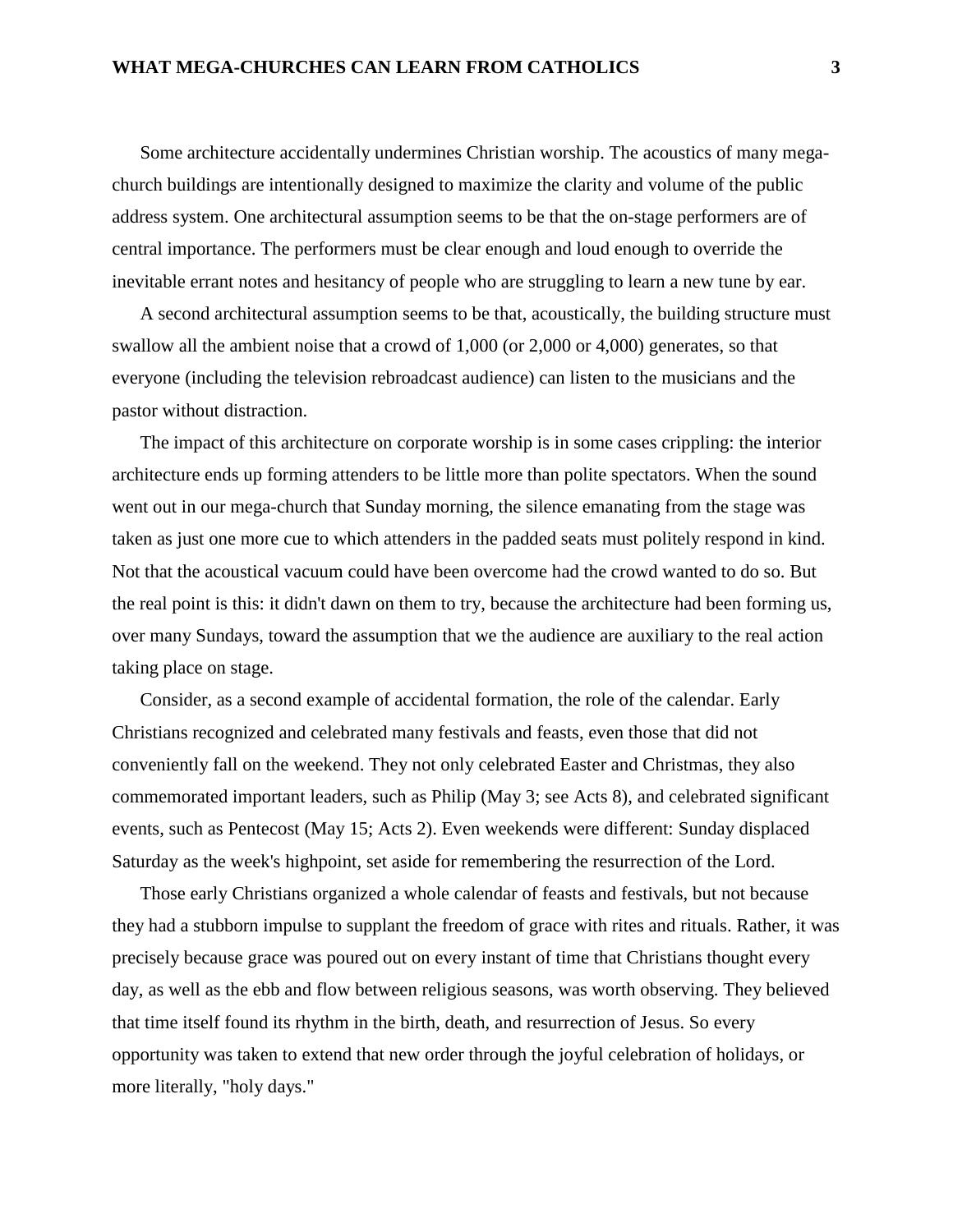Some architecture accidentally undermines Christian worship. The acoustics of many mega-church buildings are intentionally designed to maximize the clarity and volume of the public address system. One architectural assumption seems to be that the on-stage performers are of central importance. The performers must be clear enough and loud enough to override the inevitable errant notes and hesitancy of people who are struggling to learn a new tune by ear.

A second architectural assumption seems to be that, acoustically, the building structure must swallow all the ambient noise that a crowd of 1,000 (or 2,000 or 4,000) generates, so that everyone (including the television rebroadcast audience) can listen to the musicians and the pastor without distraction.

The impact of this architecture on corporate worship is in some cases crippling: the interior architecture ends up forming attenders to be little more than polite spectators. When the sound went out in our mega-church that Sunday morning, the silence emanating from the stage was taken as just one more cue to which attenders in the padded seats must politely respond in kind. Not that the acoustical vacuum could have been overcome had the crowd wanted to do so. But the real point is this: it didn't dawn on them to try, because the architecture had been forming us, over many Sundays, toward the assumption that we the audience are auxiliary to the real action taking place on stage.

Consider, as a second example of accidental formation, the role of the calendar. Early Christians recognized and celebrated many festivals and feasts, even those that did not conveniently fall on the weekend. They not only celebrated Easter and Christmas, they also commemorated important leaders, such as Philip (May 3; see Acts 8), and celebrated significant events, such as Pentecost (May 15; Acts 2). Even weekends were different: Sunday displaced Saturday as the week's highpoint, set aside for remembering the resurrection of the Lord.

Those early Christians organized a whole calendar of feasts and festivals, but not because they had a stubborn impulse to supplant the freedom of grace with rites and rituals. Rather, it was precisely because grace was poured out on every instant of time that Christians thought every day, as well as the ebb and flow between religious seasons, was worth observing. They believed that time itself found its rhythm in the birth, death, and resurrection of Jesus. So every opportunity was taken to extend that new order through the joyful celebration of holidays, or more literally, "holy days."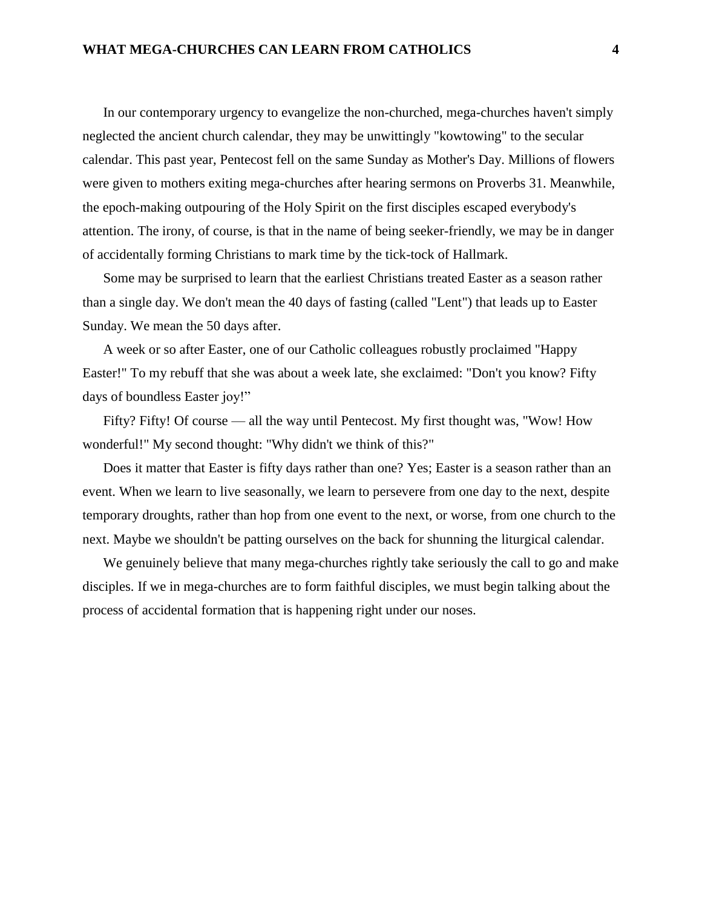In our contemporary urgency to evangelize the non-churched, mega-churches haven't simply neglected the ancient church calendar, they may be unwittingly "kowtowing" to the secular calendar. This past year, Pentecost fell on the same Sunday as Mother's Day. Millions of flowers were given to mothers exiting mega-churches after hearing sermons on Proverbs 31. Meanwhile, the epoch-making outpouring of the Holy Spirit on the first disciples escaped everybody's attention. The irony, of course, is that in the name of being seeker-friendly, we may be in danger of accidentally forming Christians to mark time by the tick-tock of Hallmark.

Some may be surprised to learn that the earliest Christians treated Easter as a season rather than a single day. We don't mean the 40 days of fasting (called "Lent") that leads up to Easter Sunday. We mean the 50 days after.

A week or so after Easter, one of our Catholic colleagues robustly proclaimed "Happy Easter!" To my rebuff that she was about a week late, she exclaimed: "Don't you know? Fifty days of boundless Easter joy!"

Fifty? Fifty! Of course — all the way until Pentecost. My first thought was, "Wow! How wonderful!" My second thought: "Why didn't we think of this?"

Does it matter that Easter is fifty days rather than one? Yes; Easter is a season rather than an event. When we learn to live seasonally, we learn to persevere from one day to the next, despite temporary droughts, rather than hop from one event to the next, or worse, from one church to the next. Maybe we shouldn't be patting ourselves on the back for shunning the liturgical calendar.

We genuinely believe that many mega-churches rightly take seriously the call to go and make disciples. If we in mega-churches are to form faithful disciples, we must begin talking about the process of accidental formation that is happening right under our noses.